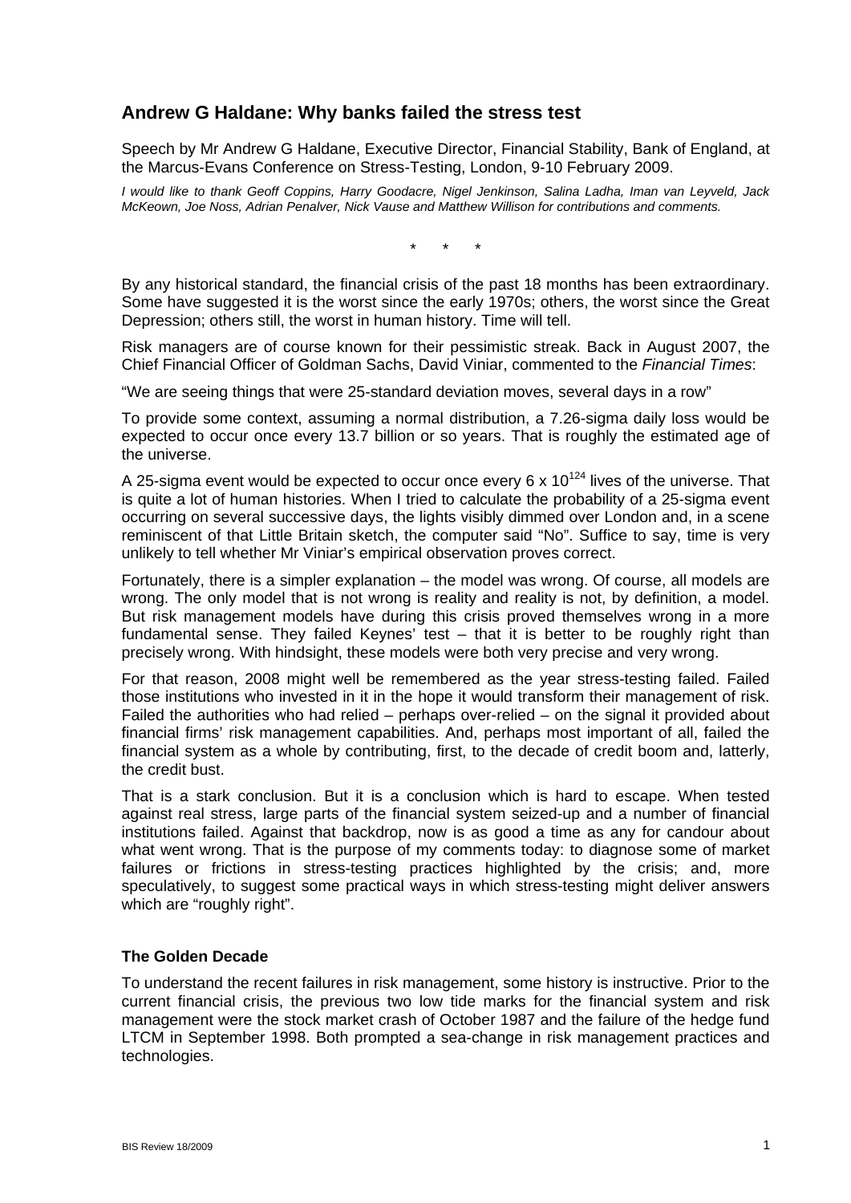## Andrew G Haldane: Why banks failed the stress test

Speech by Mr Andrew G Haldane, Executive Director, Financial Stability, Bank of England, at the Marcus-Evans Conference on Stress-Testing, London, 9-10 February 2009.

*I would like to thank Geoff Coppins, Harry Goodacre, Nigel Jenkinson, Salina Ladha, Iman van Leyveld, Jack McKeown, Joe Noss, Adrian Penalver, Nick Vause and Matthew Willison for contributions and comments.*

\*      \*      \*

By any historical standard, the financial crisis of the past 18 months has been extraordinary. Some have suggested it is the worst since the early 1970s; others, the worst since the Great Depression; others still, the worst in human history. Time will tell.

Risk managers are of course known for their pessimistic streak. Back in August 2007, the Chief Financial Officer of Goldman Sachs, David Viniar, commented to the *Financial Times*:

"We are seeing things that were 25-standard deviation moves, several days in a row"

To provide some context, assuming a normal distribution, a 7.26-sigma daily loss would be expected to occur once every 13.7 billion or so years. That is roughly the estimated age of the universe.

A 25-sigma event would be expected to occur once every $6 \times 10^{124}$ lives of the universe. That is quite a lot of human histories. When I tried to calculate the probability of a 25-sigma event occurring on several successive days, the lights visibly dimmed over London and, in a scene reminiscent of that Little Britain sketch, the computer said "No". Suffice to say, time is very unlikely to tell whether Mr Viniar's empirical observation proves correct.

Fortunately, there is a simpler explanation – the model was wrong. Of course, all models are wrong. The only model that is not wrong is reality and reality is not, by definition, a model. But risk management models have during this crisis proved themselves wrong in a more fundamental sense. They failed Keynes' test – that it is better to be roughly right than precisely wrong. With hindsight, these models were both very precise and very wrong.

For that reason, 2008 might well be remembered as the year stress-testing failed. Failed those institutions who invested in it in the hope it would transform their management of risk. Failed the authorities who had relied – perhaps over-relied – on the signal it provided about financial firms' risk management capabilities. And, perhaps most important of all, failed the financial system as a whole by contributing, first, to the decade of credit boom and, latterly, the credit bust.

That is a stark conclusion. But it is a conclusion which is hard to escape. When tested against real stress, large parts of the financial system seized-up and a number of financial institutions failed. Against that backdrop, now is as good a time as any for candour about what went wrong. That is the purpose of my comments today: to diagnose some of market failures or frictions in stress-testing practices highlighted by the crisis; and, more speculatively, to suggest some practical ways in which stress-testing might deliver answers which are "roughly right".

### The Golden Decade

To understand the recent failures in risk management, some history is instructive. Prior to the current financial crisis, the previous two low tide marks for the financial system and risk management were the stock market crash of October 1987 and the failure of the hedge fund LTCM in September 1998. Both prompted a sea-change in risk management practices and technologies.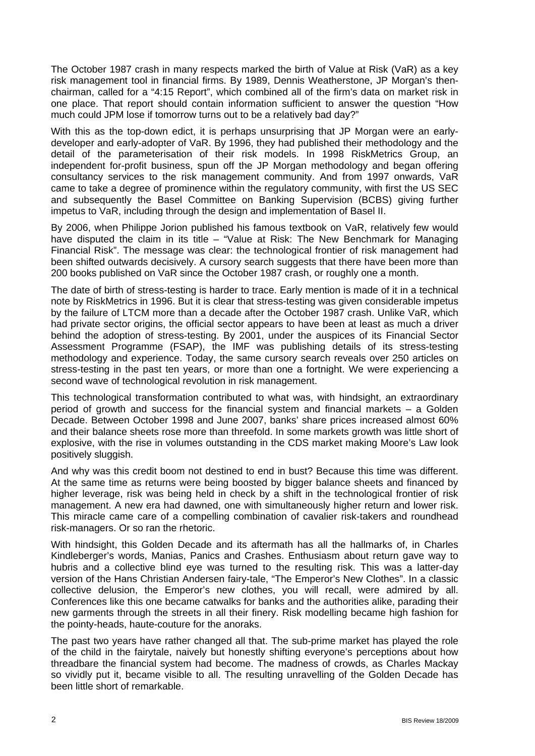The October 1987 crash in many respects marked the birth of Value at Risk (VaR) as a key risk management tool in financial firms. By 1989, Dennis Weatherstone, JP Morgan's then-chairman, called for a "4:15 Report", which combined all of the firm's data on market risk in one place. That report should contain information sufficient to answer the question "How much could JPM lose if tomorrow turns out to be a relatively bad day?"

With this as the top-down edict, it is perhaps unsurprising that JP Morgan were an early-developer and early-adopter of VaR. By 1996, they had published their methodology and the detail of the parameterisation of their risk models. In 1998 RiskMetrics Group, an independent for-profit business, spun off the JP Morgan methodology and began offering consultancy services to the risk management community. And from 1997 onwards, VaR came to take a degree of prominence within the regulatory community, with first the US SEC and subsequently the Basel Committee on Banking Supervision (BCBS) giving further impetus to VaR, including through the design and implementation of Basel II.

By 2006, when Philippe Jorion published his famous textbook on VaR, relatively few would have disputed the claim in its title – "Value at Risk: The New Benchmark for Managing Financial Risk". The message was clear: the technological frontier of risk management had been shifted outwards decisively. A cursory search suggests that there have been more than 200 books published on VaR since the October 1987 crash, or roughly one a month.

The date of birth of stress-testing is harder to trace. Early mention is made of it in a technical note by RiskMetrics in 1996. But it is clear that stress-testing was given considerable impetus by the failure of LTCM more than a decade after the October 1987 crash. Unlike VaR, which had private sector origins, the official sector appears to have been at least as much a driver behind the adoption of stress-testing. By 2001, under the auspices of its Financial Sector Assessment Programme (FSAP), the IMF was publishing details of its stress-testing methodology and experience. Today, the same cursory search reveals over 250 articles on stress-testing in the past ten years, or more than one a fortnight. We were experiencing a second wave of technological revolution in risk management.

This technological transformation contributed to what was, with hindsight, an extraordinary period of growth and success for the financial system and financial markets – a Golden Decade. Between October 1998 and June 2007, banks' share prices increased almost 60% and their balance sheets rose more than threefold. In some markets growth was little short of explosive, with the rise in volumes outstanding in the CDS market making Moore's Law look positively sluggish.

And why was this credit boom not destined to end in bust? Because this time was different. At the same time as returns were being boosted by bigger balance sheets and financed by higher leverage, risk was being held in check by a shift in the technological frontier of risk management. A new era had dawned, one with simultaneously higher return and lower risk. This miracle came care of a compelling combination of cavalier risk-takers and roundhead risk-managers. Or so ran the rhetoric.

With hindsight, this Golden Decade and its aftermath has all the hallmarks of, in Charles Kindleberger's words, Manias, Panics and Crashes. Enthusiasm about return gave way to hubris and a collective blind eye was turned to the resulting risk. This was a latter-day version of the Hans Christian Andersen fairy-tale, "The Emperor's New Clothes". In a classic collective delusion, the Emperor's new clothes, you will recall, were admired by all. Conferences like this one became catwalks for banks and the authorities alike, parading their new garments through the streets in all their finery. Risk modelling became high fashion for the pointy-heads, haute-couture for the anoraks.

The past two years have rather changed all that. The sub-prime market has played the role of the child in the fairytale, naively but honestly shifting everyone's perceptions about how threadbare the financial system had become. The madness of crowds, as Charles Mackay so vividly put it, became visible to all. The resulting unravelling of the Golden Decade has been little short of remarkable.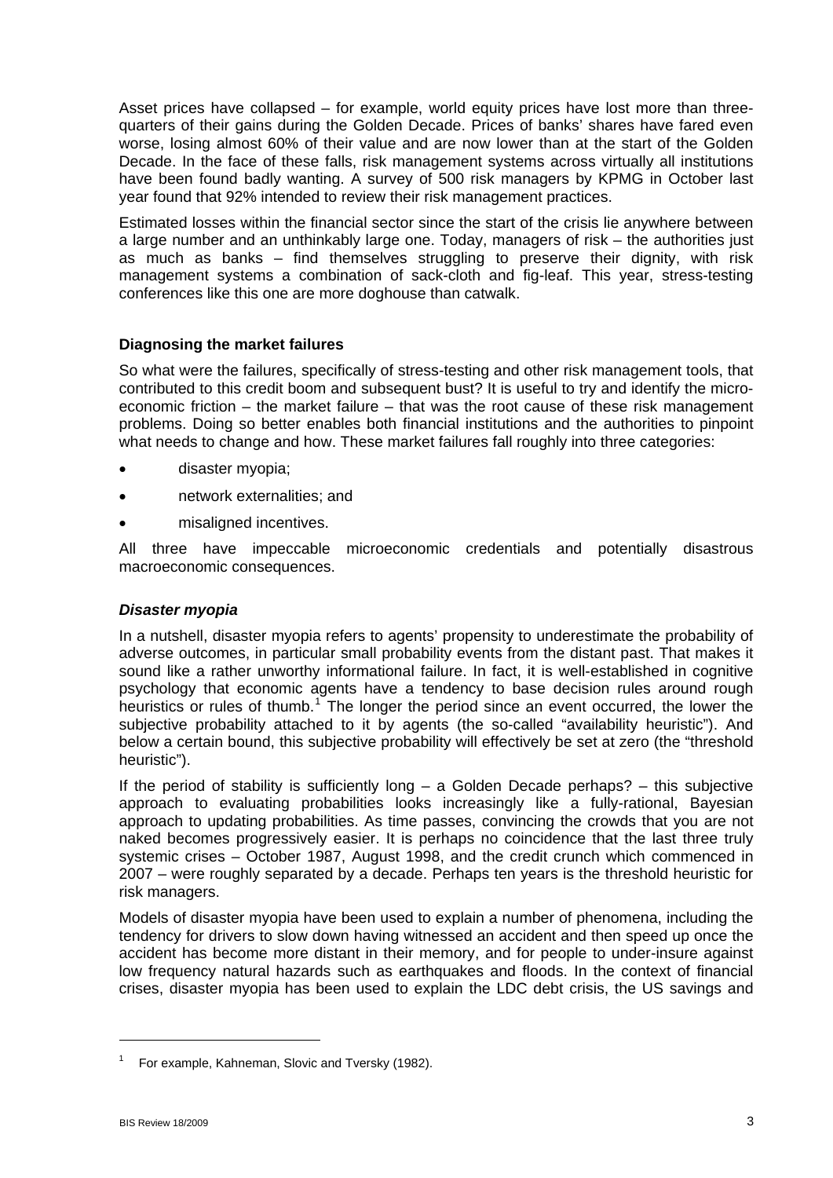Asset prices have collapsed – for example, world equity prices have lost more than three-quarters of their gains during the Golden Decade. Prices of banks' shares have fared even worse, losing almost 60% of their value and are now lower than at the start of the Golden Decade. In the face of these falls, risk management systems across virtually all institutions have been found badly wanting. A survey of 500 risk managers by KPMG in October last year found that 92% intended to review their risk management practices.

Estimated losses within the financial sector since the start of the crisis lie anywhere between a large number and an unthinkably large one. Today, managers of risk – the authorities just as much as banks – find themselves struggling to preserve their dignity, with risk management systems a combination of sack-cloth and fig-leaf. This year, stress-testing conferences like this one are more doghouse than catwalk.

### Diagnosing the market failures

So what were the failures, specifically of stress-testing and other risk management tools, that contributed to this credit boom and subsequent bust? It is useful to try and identify the micro-economic friction – the market failure – that was the root cause of these risk management problems. Doing so better enables both financial institutions and the authorities to pinpoint what needs to change and how. These market failures fall roughly into three categories:

- disaster myopia;
- network externalities; and
- misaligned incentives.

All three have impeccable microeconomic credentials and potentially disastrous macroeconomic consequences.

#### *Disaster myopia*

In a nutshell, disaster myopia refers to agents' propensity to underestimate the probability of adverse outcomes, in particular small probability events from the distant past. That makes it sound like a rather unworthy informational failure. In fact, it is well-established in cognitive psychology that economic agents have a tendency to base decision rules around rough heuristics or rules of thumb.[1] The longer the period since an event occurred, the lower the subjective probability attached to it by agents (the so-called "availability heuristic"). And below a certain bound, this subjective probability will effectively be set at zero (the "threshold heuristic").

If the period of stability is sufficiently long – a Golden Decade perhaps? – this subjective approach to evaluating probabilities looks increasingly like a fully-rational, Bayesian approach to updating probabilities. As time passes, convincing the crowds that you are not naked becomes progressively easier. It is perhaps no coincidence that the last three truly systemic crises – October 1987, August 1998, and the credit crunch which commenced in 2007 – were roughly separated by a decade. Perhaps ten years is the threshold heuristic for risk managers.

Models of disaster myopia have been used to explain a number of phenomena, including the tendency for drivers to slow down having witnessed an accident and then speed up once the accident has become more distant in their memory, and for people to under-insure against low frequency natural hazards such as earthquakes and floods. In the context of financial crises, disaster myopia has been used to explain the LDC debt crisis, the US savings and

---

[1] For example, Kahneman, Slovic and Tversky (1982).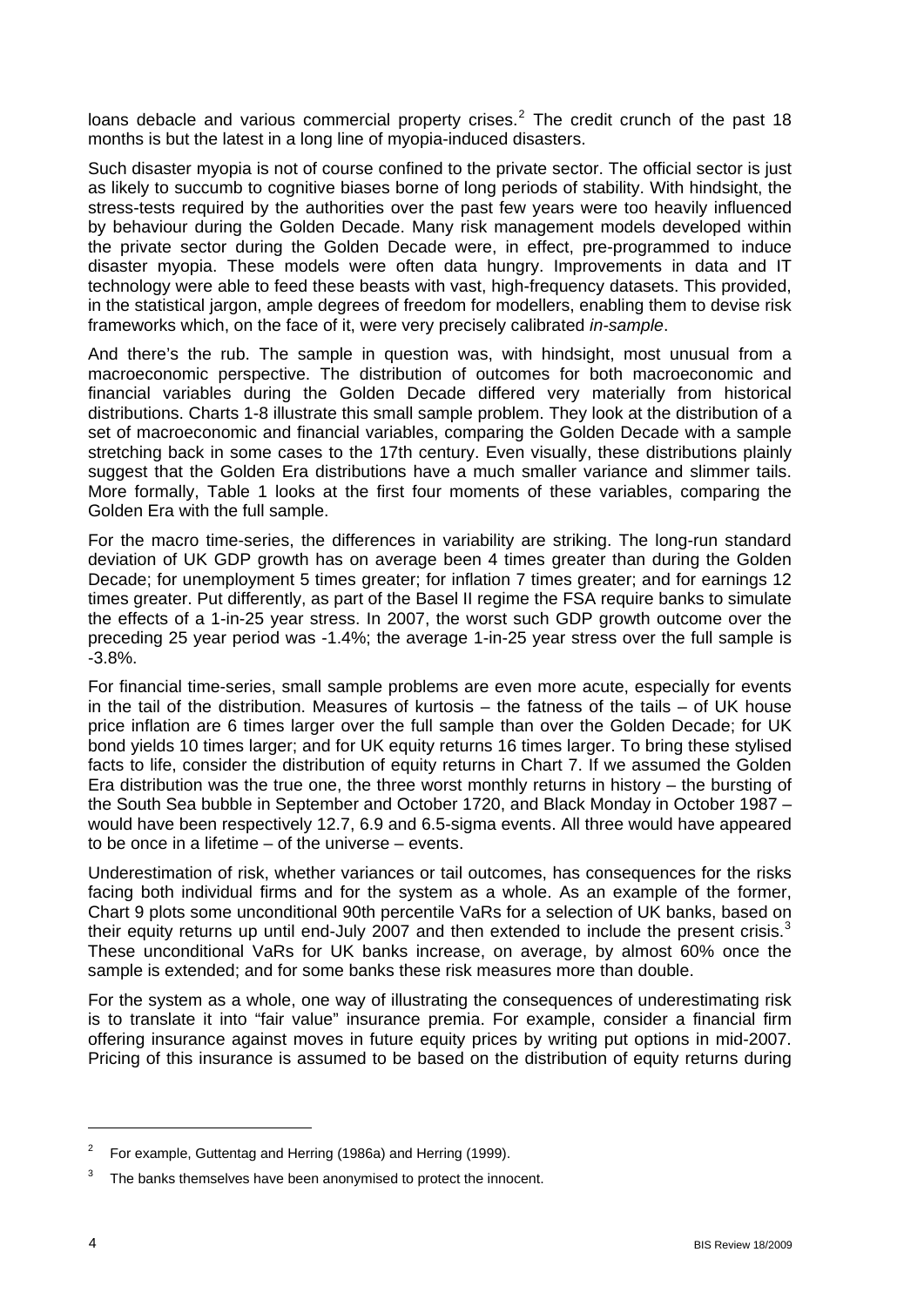loans debacle and various commercial property crises.[2] The credit crunch of the past 18 months is but the latest in a long line of myopia-induced disasters.

Such disaster myopia is not of course confined to the private sector. The official sector is just as likely to succumb to cognitive biases borne of long periods of stability. With hindsight, the stress-tests required by the authorities over the past few years were too heavily influenced by behaviour during the Golden Decade. Many risk management models developed within the private sector during the Golden Decade were, in effect, pre-programmed to induce disaster myopia. These models were often data hungry. Improvements in data and IT technology were able to feed these beasts with vast, high-frequency datasets. This provided, in the statistical jargon, ample degrees of freedom for modellers, enabling them to devise risk frameworks which, on the face of it, were very precisely calibrated *in-sample*.

And there's the rub. The sample in question was, with hindsight, most unusual from a macroeconomic perspective. The distribution of outcomes for both macroeconomic and financial variables during the Golden Decade differed very materially from historical distributions. Charts 1-8 illustrate this small sample problem. They look at the distribution of a set of macroeconomic and financial variables, comparing the Golden Decade with a sample stretching back in some cases to the 17th century. Even visually, these distributions plainly suggest that the Golden Era distributions have a much smaller variance and slimmer tails. More formally, Table 1 looks at the first four moments of these variables, comparing the Golden Era with the full sample.

For the macro time-series, the differences in variability are striking. The long-run standard deviation of UK GDP growth has on average been 4 times greater than during the Golden Decade; for unemployment 5 times greater; for inflation 7 times greater; and for earnings 12 times greater. Put differently, as part of the Basel II regime the FSA require banks to simulate the effects of a 1-in-25 year stress. In 2007, the worst such GDP growth outcome over the preceding 25 year period was -1.4%; the average 1-in-25 year stress over the full sample is -3.8%.

For financial time-series, small sample problems are even more acute, especially for events in the tail of the distribution. Measures of kurtosis – the fatness of the tails – of UK house price inflation are 6 times larger over the full sample than over the Golden Decade; for UK bond yields 10 times larger; and for UK equity returns 16 times larger. To bring these stylised facts to life, consider the distribution of equity returns in Chart 7. If we assumed the Golden Era distribution was the true one, the three worst monthly returns in history – the bursting of the South Sea bubble in September and October 1720, and Black Monday in October 1987 – would have been respectively 12.7, 6.9 and 6.5-sigma events. All three would have appeared to be once in a lifetime – of the universe – events.

Underestimation of risk, whether variances or tail outcomes, has consequences for the risks facing both individual firms and for the system as a whole. As an example of the former, Chart 9 plots some unconditional 90th percentile VaRs for a selection of UK banks, based on their equity returns up until end-July 2007 and then extended to include the present crisis.[3] These unconditional VaRs for UK banks increase, on average, by almost 60% once the sample is extended; and for some banks these risk measures more than double.

For the system as a whole, one way of illustrating the consequences of underestimating risk is to translate it into "fair value" insurance premia. For example, consider a financial firm offering insurance against moves in future equity prices by writing put options in mid-2007. Pricing of this insurance is assumed to be based on the distribution of equity returns during

---

[2] For example, Guttentag and Herring (1986a) and Herring (1999).

[3] The banks themselves have been anonymised to protect the innocent.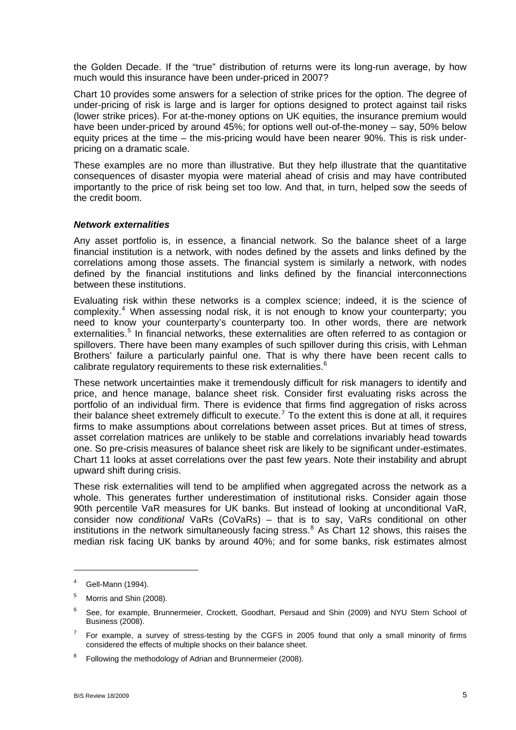the Golden Decade. If the "true" distribution of returns were its long-run average, by how much would this insurance have been under-priced in 2007?

Chart 10 provides some answers for a selection of strike prices for the option. The degree of under-pricing of risk is large and is larger for options designed to protect against tail risks (lower strike prices). For at-the-money options on UK equities, the insurance premium would have been under-priced by around 45%; for options well out-of-the-money – say, 50% below equity prices at the time – the mis-pricing would have been nearer 90%. This is risk under-pricing on a dramatic scale.

These examples are no more than illustrative. But they help illustrate that the quantitative consequences of disaster myopia were material ahead of crisis and may have contributed importantly to the price of risk being set too low. And that, in turn, helped sow the seeds of the credit boom.

***Network externalities***

Any asset portfolio is, in essence, a financial network. So the balance sheet of a large financial institution is a network, with nodes defined by the assets and links defined by the correlations among those assets. The financial system is similarly a network, with nodes defined by the financial institutions and links defined by the financial interconnections between these institutions.

Evaluating risk within these networks is a complex science; indeed, it is the science of complexity.[4] When assessing nodal risk, it is not enough to know your counterparty; you need to know your counterparty's counterparty too. In other words, there are network externalities.[5] In financial networks, these externalities are often referred to as contagion or spillovers. There have been many examples of such spillover during this crisis, with Lehman Brothers' failure a particularly painful one. That is why there have been recent calls to calibrate regulatory requirements to these risk externalities.[6]

These network uncertainties make it tremendously difficult for risk managers to identify and price, and hence manage, balance sheet risk. Consider first evaluating risks across the portfolio of an individual firm. There is evidence that firms find aggregation of risks across their balance sheet extremely difficult to execute.[7] To the extent this is done at all, it requires firms to make assumptions about correlations between asset prices. But at times of stress, asset correlation matrices are unlikely to be stable and correlations invariably head towards one. So pre-crisis measures of balance sheet risk are likely to be significant under-estimates. Chart 11 looks at asset correlations over the past few years. Note their instability and abrupt upward shift during crisis.

These risk externalities will tend to be amplified when aggregated across the network as a whole. This generates further underestimation of institutional risks. Consider again those 90th percentile VaR measures for UK banks. But instead of looking at unconditional VaR, consider now *conditional* VaRs (CoVaRs) – that is to say, VaRs conditional on other institutions in the network simultaneously facing stress.[8] As Chart 12 shows, this raises the median risk facing UK banks by around 40%; and for some banks, risk estimates almost

---

[4] Gell-Mann (1994).

[5] Morris and Shin (2008).

[6] See, for example, Brunnermeier, Crockett, Goodhart, Persaud and Shin (2009) and NYU Stern School of Business (2008).

[7] For example, a survey of stress-testing by the CGFS in 2005 found that only a small minority of firms considered the effects of multiple shocks on their balance sheet.

[8] Following the methodology of Adrian and Brunnermeier (2008).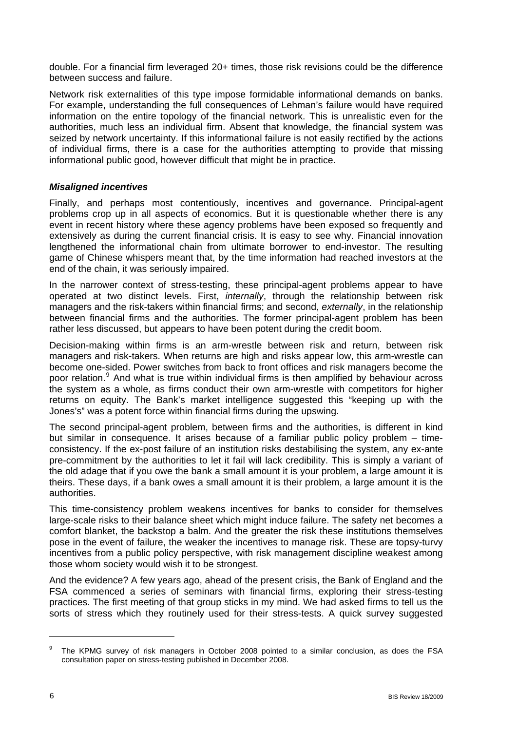double. For a financial firm leveraged 20+ times, those risk revisions could be the difference between success and failure.

Network risk externalities of this type impose formidable informational demands on banks. For example, understanding the full consequences of Lehman's failure would have required information on the entire topology of the financial network. This is unrealistic even for the authorities, much less an individual firm. Absent that knowledge, the financial system was seized by network uncertainty. If this informational failure is not easily rectified by the actions of individual firms, there is a case for the authorities attempting to provide that missing informational public good, however difficult that might be in practice.

### *Misaligned incentives*

Finally, and perhaps most contentiously, incentives and governance. Principal-agent problems crop up in all aspects of economics. But it is questionable whether there is any event in recent history where these agency problems have been exposed so frequently and extensively as during the current financial crisis. It is easy to see why. Financial innovation lengthened the informational chain from ultimate borrower to end-investor. The resulting game of Chinese whispers meant that, by the time information had reached investors at the end of the chain, it was seriously impaired.

In the narrower context of stress-testing, these principal-agent problems appear to have operated at two distinct levels. First, *internally*, through the relationship between risk managers and the risk-takers within financial firms; and second, *externally*, in the relationship between financial firms and the authorities. The former principal-agent problem has been rather less discussed, but appears to have been potent during the credit boom.

Decision-making within firms is an arm-wrestle between risk and return, between risk managers and risk-takers. When returns are high and risks appear low, this arm-wrestle can become one-sided. Power switches from back to front offices and risk managers become the poor relation.[9] And what is true within individual firms is then amplified by behaviour across the system as a whole, as firms conduct their own arm-wrestle with competitors for higher returns on equity. The Bank's market intelligence suggested this "keeping up with the Jones's" was a potent force within financial firms during the upswing.

The second principal-agent problem, between firms and the authorities, is different in kind but similar in consequence. It arises because of a familiar public policy problem – time-consistency. If the ex-post failure of an institution risks destabilising the system, any ex-ante pre-commitment by the authorities to let it fail will lack credibility. This is simply a variant of the old adage that if you owe the bank a small amount it is your problem, a large amount it is theirs. These days, if a bank owes a small amount it is their problem, a large amount it is the authorities.

This time-consistency problem weakens incentives for banks to consider for themselves large-scale risks to their balance sheet which might induce failure. The safety net becomes a comfort blanket, the backstop a balm. And the greater the risk these institutions themselves pose in the event of failure, the weaker the incentives to manage risk. These are topsy-turvy incentives from a public policy perspective, with risk management discipline weakest among those whom society would wish it to be strongest.

And the evidence? A few years ago, ahead of the present crisis, the Bank of England and the FSA commenced a series of seminars with financial firms, exploring their stress-testing practices. The first meeting of that group sticks in my mind. We had asked firms to tell us the sorts of stress which they routinely used for their stress-tests. A quick survey suggested

---

[9] The KPMG survey of risk managers in October 2008 pointed to a similar conclusion, as does the FSA consultation paper on stress-testing published in December 2008.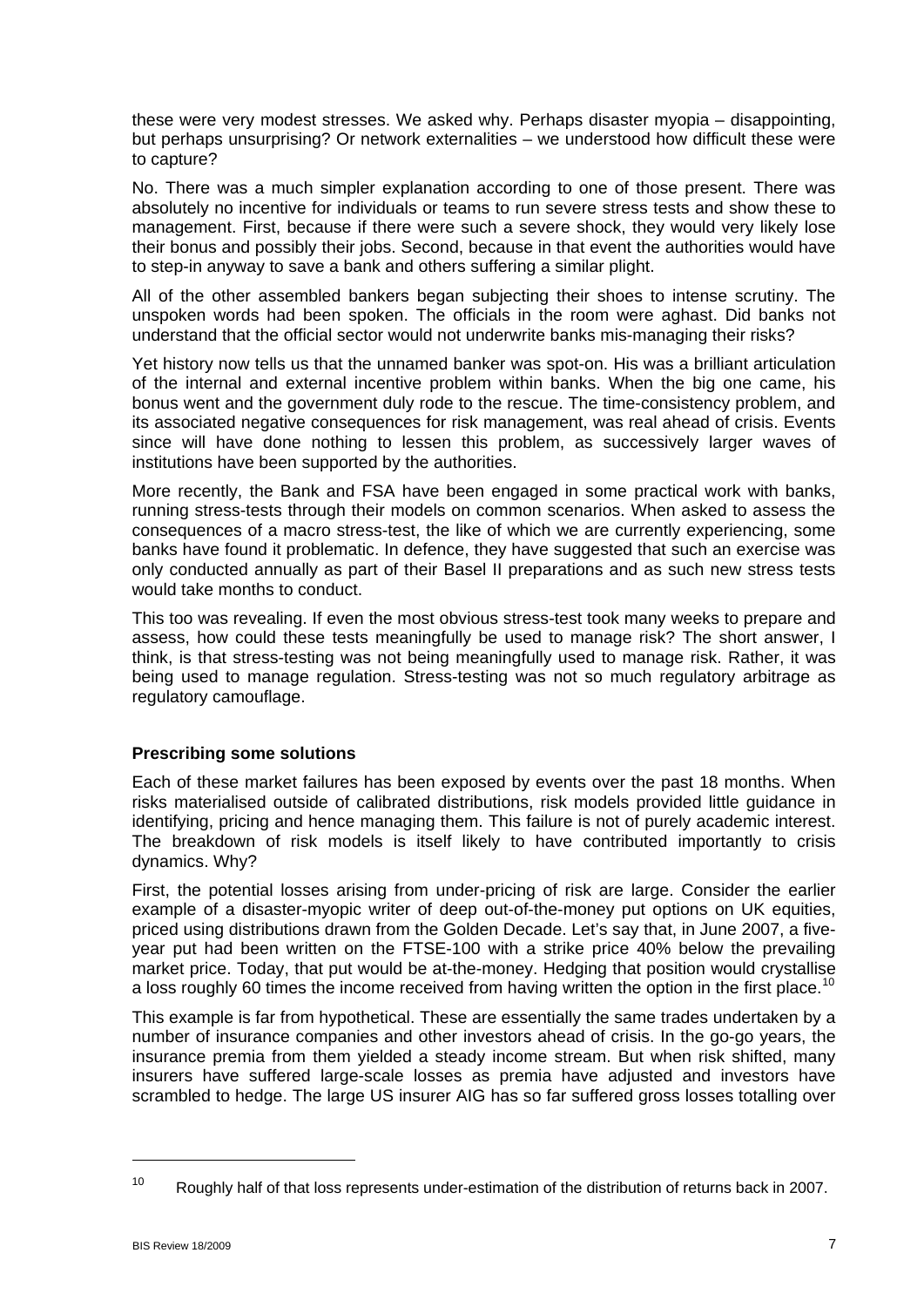these were very modest stresses. We asked why. Perhaps disaster myopia – disappointing, but perhaps unsurprising? Or network externalities – we understood how difficult these were to capture?

No. There was a much simpler explanation according to one of those present. There was absolutely no incentive for individuals or teams to run severe stress tests and show these to management. First, because if there were such a severe shock, they would very likely lose their bonus and possibly their jobs. Second, because in that event the authorities would have to step-in anyway to save a bank and others suffering a similar plight.

All of the other assembled bankers began subjecting their shoes to intense scrutiny. The unspoken words had been spoken. The officials in the room were aghast. Did banks not understand that the official sector would not underwrite banks mis-managing their risks?

Yet history now tells us that the unnamed banker was spot-on. His was a brilliant articulation of the internal and external incentive problem within banks. When the big one came, his bonus went and the government duly rode to the rescue. The time-consistency problem, and its associated negative consequences for risk management, was real ahead of crisis. Events since will have done nothing to lessen this problem, as successively larger waves of institutions have been supported by the authorities.

More recently, the Bank and FSA have been engaged in some practical work with banks, running stress-tests through their models on common scenarios. When asked to assess the consequences of a macro stress-test, the like of which we are currently experiencing, some banks have found it problematic. In defence, they have suggested that such an exercise was only conducted annually as part of their Basel II preparations and as such new stress tests would take months to conduct.

This too was revealing. If even the most obvious stress-test took many weeks to prepare and assess, how could these tests meaningfully be used to manage risk? The short answer, I think, is that stress-testing was not being meaningfully used to manage risk. Rather, it was being used to manage regulation. Stress-testing was not so much regulatory arbitrage as regulatory camouflage.

### Prescribing some solutions

Each of these market failures has been exposed by events over the past 18 months. When risks materialised outside of calibrated distributions, risk models provided little guidance in identifying, pricing and hence managing them. This failure is not of purely academic interest. The breakdown of risk models is itself likely to have contributed importantly to crisis dynamics. Why?

First, the potential losses arising from under-pricing of risk are large. Consider the earlier example of a disaster-myopic writer of deep out-of-the-money put options on UK equities, priced using distributions drawn from the Golden Decade. Let's say that, in June 2007, a five-year put had been written on the FTSE-100 with a strike price 40% below the prevailing market price. Today, that put would be at-the-money. Hedging that position would crystallise a loss roughly 60 times the income received from having written the option in the first place.[10]

This example is far from hypothetical. These are essentially the same trades undertaken by a number of insurance companies and other investors ahead of crisis. In the go-go years, the insurance premia from them yielded a steady income stream. But when risk shifted, many insurers have suffered large-scale losses as premia have adjusted and investors have scrambled to hedge. The large US insurer AIG has so far suffered gross losses totalling over

[10] Roughly half of that loss represents under-estimation of the distribution of returns back in 2007.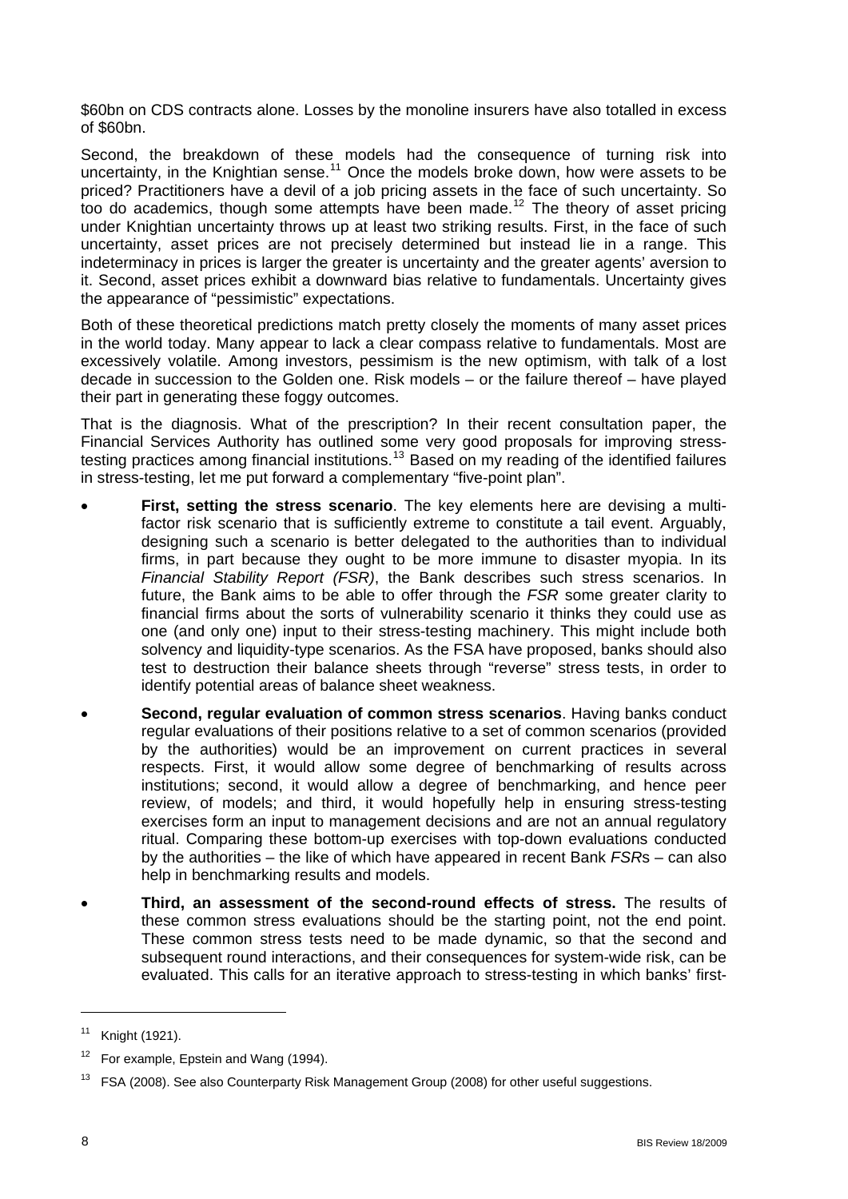$60bn on CDS contracts alone. Losses by the monoline insurers have also totalled in excess of $60bn.

Second, the breakdown of these models had the consequence of turning risk into uncertainty, in the Knightian sense.[11] Once the models broke down, how were assets to be priced? Practitioners have a devil of a job pricing assets in the face of such uncertainty. So too do academics, though some attempts have been made.[12] The theory of asset pricing under Knightian uncertainty throws up at least two striking results. First, in the face of such uncertainty, asset prices are not precisely determined but instead lie in a range. This indeterminacy in prices is larger the greater is uncertainty and the greater agents' aversion to it. Second, asset prices exhibit a downward bias relative to fundamentals. Uncertainty gives the appearance of "pessimistic" expectations.

Both of these theoretical predictions match pretty closely the moments of many asset prices in the world today. Many appear to lack a clear compass relative to fundamentals. Most are excessively volatile. Among investors, pessimism is the new optimism, with talk of a lost decade in succession to the Golden one. Risk models – or the failure thereof – have played their part in generating these foggy outcomes.

That is the diagnosis. What of the prescription? In their recent consultation paper, the Financial Services Authority has outlined some very good proposals for improving stress-testing practices among financial institutions.[13] Based on my reading of the identified failures in stress-testing, let me put forward a complementary "five-point plan".

- **First, setting the stress scenario**. The key elements here are devising a multi-factor risk scenario that is sufficiently extreme to constitute a tail event. Arguably, designing such a scenario is better delegated to the authorities than to individual firms, in part because they ought to be more immune to disaster myopia. In its *Financial Stability Report (FSR)*, the Bank describes such stress scenarios. In future, the Bank aims to be able to offer through the *FSR* some greater clarity to financial firms about the sorts of vulnerability scenario it thinks they could use as one (and only one) input to their stress-testing machinery. This might include both solvency and liquidity-type scenarios. As the FSA have proposed, banks should also test to destruction their balance sheets through "reverse" stress tests, in order to identify potential areas of balance sheet weakness.
- **Second, regular evaluation of common stress scenarios**. Having banks conduct regular evaluations of their positions relative to a set of common scenarios (provided by the authorities) would be an improvement on current practices in several respects. First, it would allow some degree of benchmarking of results across institutions; second, it would allow a degree of benchmarking, and hence peer review, of models; and third, it would hopefully help in ensuring stress-testing exercises form an input to management decisions and are not an annual regulatory ritual. Comparing these bottom-up exercises with top-down evaluations conducted by the authorities – the like of which have appeared in recent Bank *FSR*s – can also help in benchmarking results and models.
- **Third, an assessment of the second-round effects of stress.** The results of these common stress evaluations should be the starting point, not the end point. These common stress tests need to be made dynamic, so that the second and subsequent round interactions, and their consequences for system-wide risk, can be evaluated. This calls for an iterative approach to stress-testing in which banks' first-

---

[11] Knight (1921).

[12] For example, Epstein and Wang (1994).

[13] FSA (2008). See also Counterparty Risk Management Group (2008) for other useful suggestions.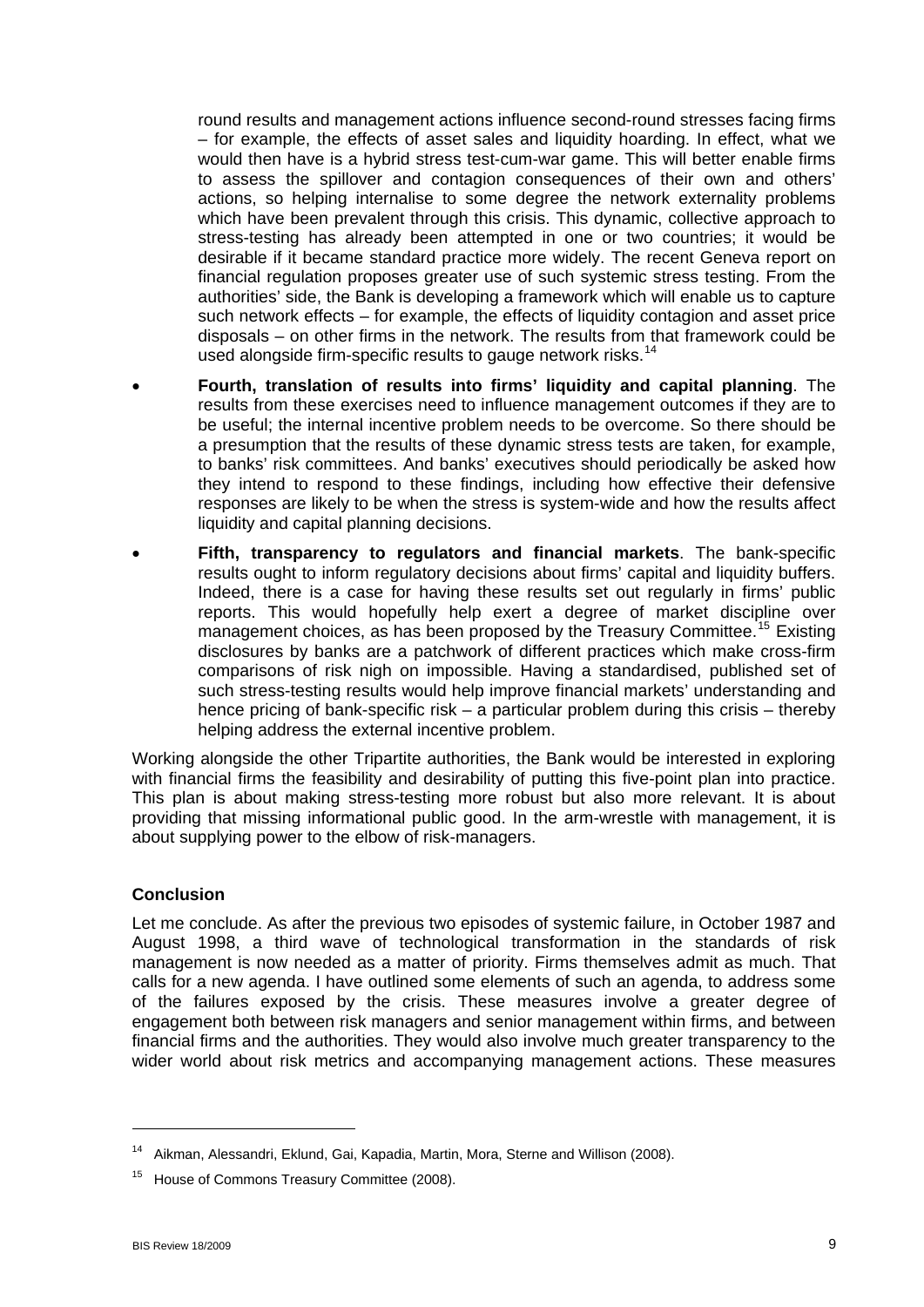round results and management actions influence second-round stresses facing firms – for example, the effects of asset sales and liquidity hoarding. In effect, what we would then have is a hybrid stress test-cum-war game. This will better enable firms to assess the spillover and contagion consequences of their own and others' actions, so helping internalise to some degree the network externality problems which have been prevalent through this crisis. This dynamic, collective approach to stress-testing has already been attempted in one or two countries; it would be desirable if it became standard practice more widely. The recent Geneva report on financial regulation proposes greater use of such systemic stress testing. From the authorities' side, the Bank is developing a framework which will enable us to capture such network effects – for example, the effects of liquidity contagion and asset price disposals – on other firms in the network. The results from that framework could be used alongside firm-specific results to gauge network risks.[14]

- **Fourth, translation of results into firms' liquidity and capital planning**. The results from these exercises need to influence management outcomes if they are to be useful; the internal incentive problem needs to be overcome. So there should be a presumption that the results of these dynamic stress tests are taken, for example, to banks' risk committees. And banks' executives should periodically be asked how they intend to respond to these findings, including how effective their defensive responses are likely to be when the stress is system-wide and how the results affect liquidity and capital planning decisions.
- **Fifth, transparency to regulators and financial markets**. The bank-specific results ought to inform regulatory decisions about firms' capital and liquidity buffers. Indeed, there is a case for having these results set out regularly in firms' public reports. This would hopefully help exert a degree of market discipline over management choices, as has been proposed by the Treasury Committee.[15] Existing disclosures by banks are a patchwork of different practices which make cross-firm comparisons of risk nigh on impossible. Having a standardised, published set of such stress-testing results would help improve financial markets' understanding and hence pricing of bank-specific risk – a particular problem during this crisis – thereby helping address the external incentive problem.

Working alongside the other Tripartite authorities, the Bank would be interested in exploring with financial firms the feasibility and desirability of putting this five-point plan into practice. This plan is about making stress-testing more robust but also more relevant. It is about providing that missing informational public good. In the arm-wrestle with management, it is about supplying power to the elbow of risk-managers.

## Conclusion

Let me conclude. As after the previous two episodes of systemic failure, in October 1987 and August 1998, a third wave of technological transformation in the standards of risk management is now needed as a matter of priority. Firms themselves admit as much. That calls for a new agenda. I have outlined some elements of such an agenda, to address some of the failures exposed by the crisis. These measures involve a greater degree of engagement both between risk managers and senior management within firms, and between financial firms and the authorities. They would also involve much greater transparency to the wider world about risk metrics and accompanying management actions. These measures

---

[14] Aikman, Alessandri, Eklund, Gai, Kapadia, Martin, Mora, Sterne and Willison (2008).

[15] House of Commons Treasury Committee (2008).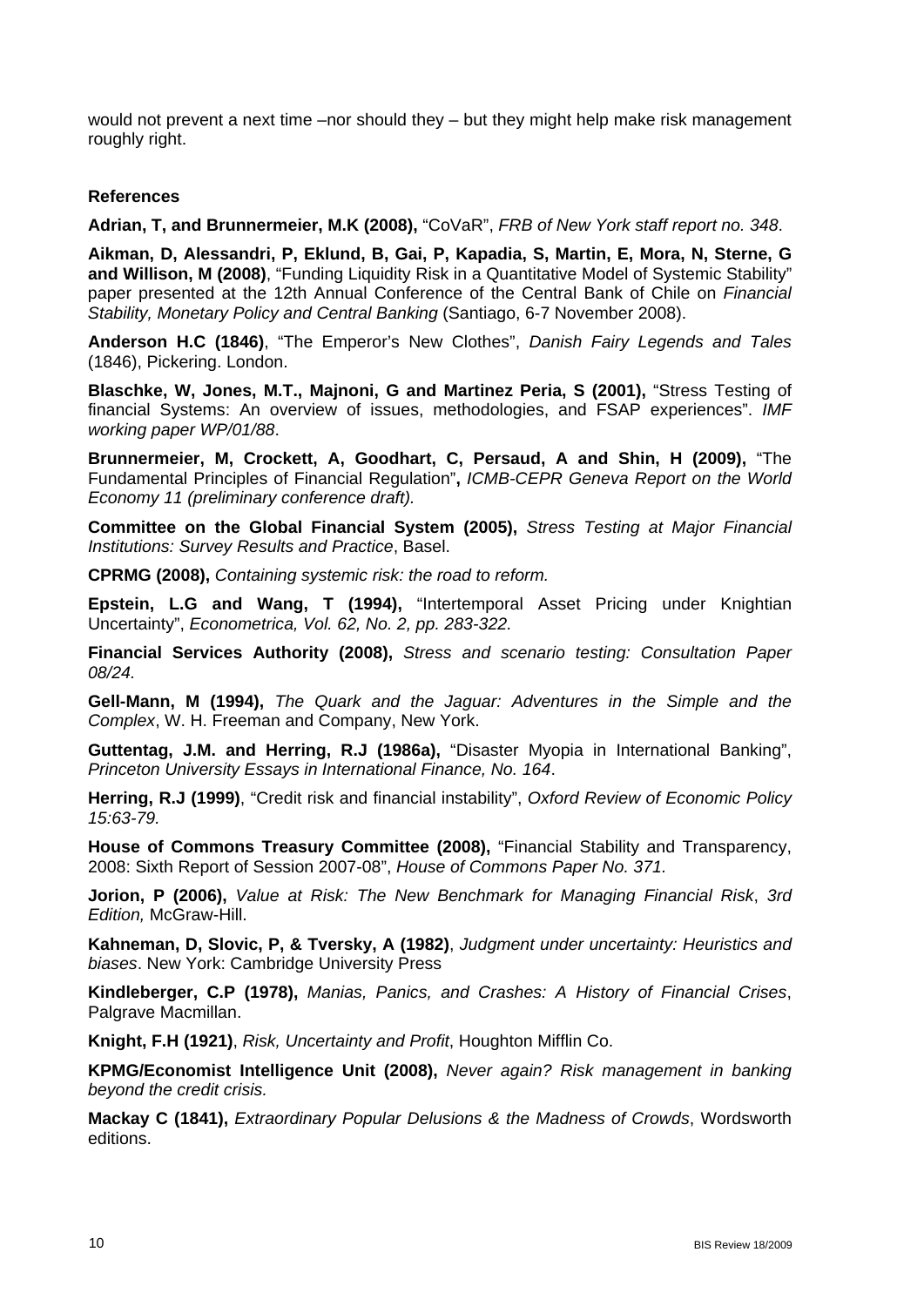would not prevent a next time –nor should they – but they might help make risk management roughly right.

### References

**Adrian, T, and Brunnermeier, M.K (2008),** "CoVaR", *FRB of New York staff report no. 348*.

**Aikman, D, Alessandri, P, Eklund, B, Gai, P, Kapadia, S, Martin, E, Mora, N, Sterne, G and Willison, M (2008)**, "Funding Liquidity Risk in a Quantitative Model of Systemic Stability" paper presented at the 12th Annual Conference of the Central Bank of Chile on *Financial Stability, Monetary Policy and Central Banking* (Santiago, 6-7 November 2008).

**Anderson H.C (1846)**, "The Emperor's New Clothes", *Danish Fairy Legends and Tales* (1846), Pickering. London.

**Blaschke, W, Jones, M.T., Majnoni, G and Martinez Peria, S (2001),** "Stress Testing of financial Systems: An overview of issues, methodologies, and FSAP experiences". *IMF working paper WP/01/88*.

**Brunnermeier, M, Crockett, A, Goodhart, C, Persaud, A and Shin, H (2009),** "The Fundamental Principles of Financial Regulation"**,** *ICMB-CEPR Geneva Report on the World Economy 11 (preliminary conference draft).*

**Committee on the Global Financial System (2005),** *Stress Testing at Major Financial Institutions: Survey Results and Practice*, Basel.

**CPRMG (2008),** *Containing systemic risk: the road to reform.*

**Epstein, L.G and Wang, T (1994),** "Intertemporal Asset Pricing under Knightian Uncertainty", *Econometrica, Vol. 62, No. 2, pp. 283-322.*

**Financial Services Authority (2008),** *Stress and scenario testing: Consultation Paper 08/24.*

**Gell-Mann, M (1994),** *The Quark and the Jaguar: Adventures in the Simple and the Complex*, W. H. Freeman and Company, New York.

**Guttentag, J.M. and Herring, R.J (1986a),** "Disaster Myopia in International Banking", *Princeton University Essays in International Finance, No. 164*.

**Herring, R.J (1999)**, "Credit risk and financial instability", *Oxford Review of Economic Policy 15:63-79.*

**House of Commons Treasury Committee (2008),** "Financial Stability and Transparency, 2008: Sixth Report of Session 2007-08", *House of Commons Paper No. 371.*

**Jorion, P (2006),** *Value at Risk: The New Benchmark for Managing Financial Risk*, *3rd Edition,* McGraw-Hill.

**Kahneman, D, Slovic, P, & Tversky, A (1982)**, *Judgment under uncertainty: Heuristics and biases*. New York: Cambridge University Press

**Kindleberger, C.P (1978),** *Manias, Panics, and Crashes: A History of Financial Crises*, Palgrave Macmillan.

**Knight, F.H (1921)**, *Risk, Uncertainty and Profit*, Houghton Mifflin Co.

**KPMG/Economist Intelligence Unit (2008),** *Never again? Risk management in banking beyond the credit crisis.*

**Mackay C (1841),** *Extraordinary Popular Delusions & the Madness of Crowds*, Wordsworth editions.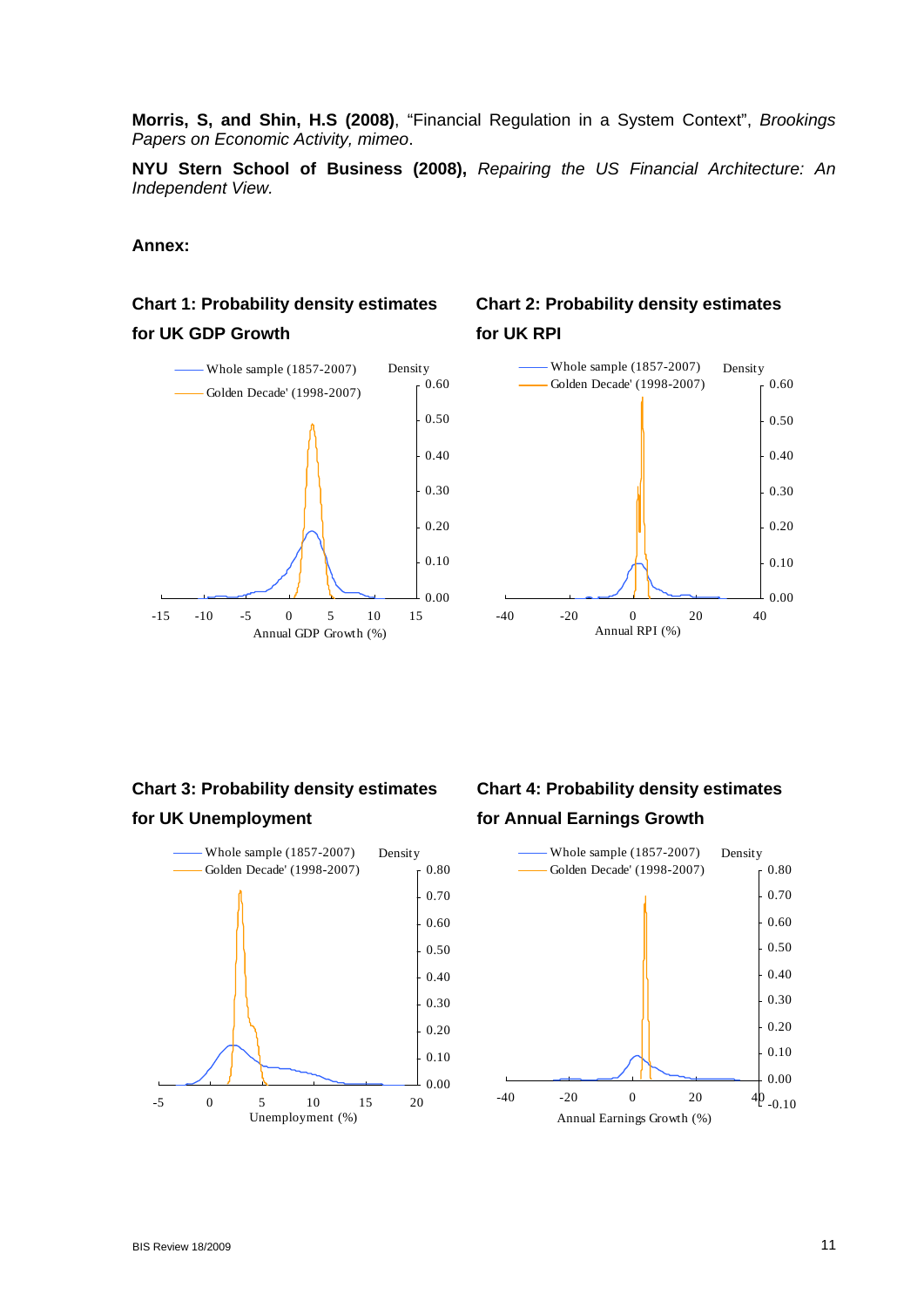**Morris, S, and Shin, H.S (2008)**, "Financial Regulation in a System Context", *Brookings Papers on Economic Activity, mimeo*.

**NYU Stern School of Business (2008),** *Repairing the US Financial Architecture: An Independent View.*

**Annex:**

**Chart 1: Probability density estimates for UK GDP Growth**

Whole sample (1857-2007)
Golden Decade' (1998-2007)

Density

Annual GDP Growth (%)

**Chart 2: Probability density estimates for UK RPI**

Whole sample (1857-2007)
Golden Decade' (1998-2007)

Density

Annual RPI (%)

**Chart 3: Probability density estimates for UK Unemployment**

Whole sample (1857-2007)
Golden Decade' (1998-2007)

Density

Unemployment (%)

**Chart 4: Probability density estimates for Annual Earnings Growth**

Whole sample (1857-2007)
Golden Decade' (1998-2007)

Density

Annual Earnings Growth (%)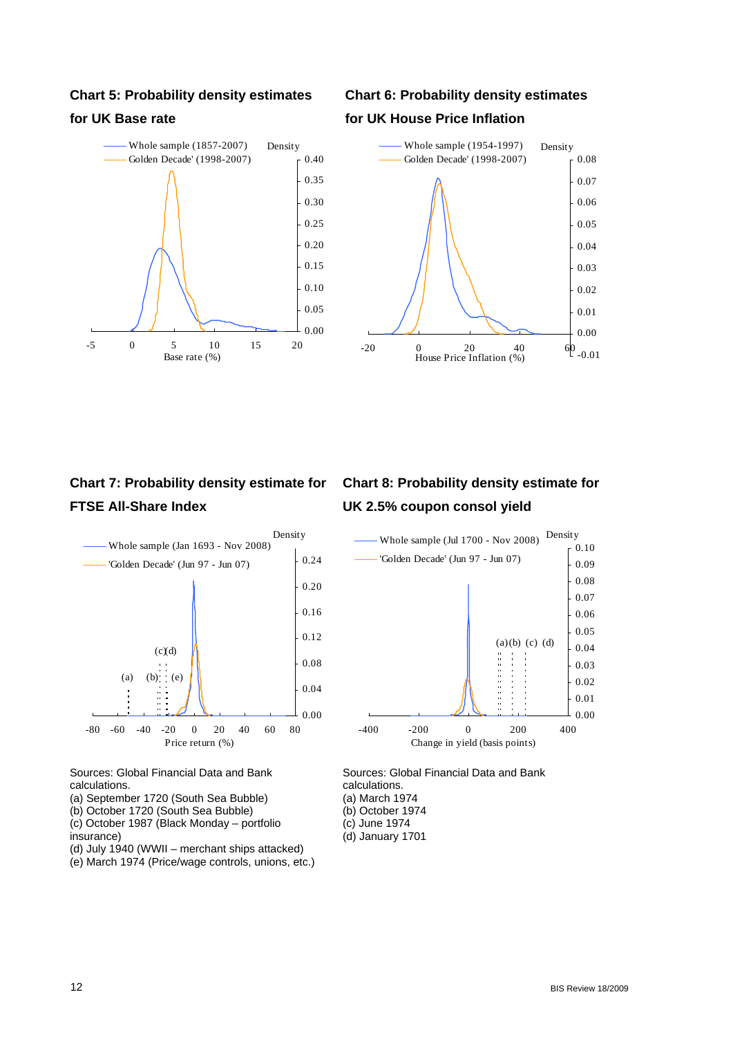## Chart 5: Probability density estimates for UK Base rate

## Chart 6: Probability density estimates for UK House Price Inflation

## Chart 7: Probability density estimate for FTSE All-Share Index

Sources: Global Financial Data and Bank calculations.

(a) September 1720 (South Sea Bubble)
(b) October 1720 (South Sea Bubble)
(c) October 1987 (Black Monday – portfolio insurance)
(d) July 1940 (WWII – merchant ships attacked)
(e) March 1974 (Price/wage controls, unions, etc.)

## Chart 8: Probability density estimate for UK 2.5% coupon consol yield

Sources: Global Financial Data and Bank calculations.

(a) March 1974
(b) October 1974
(c) June 1974
(d) January 1701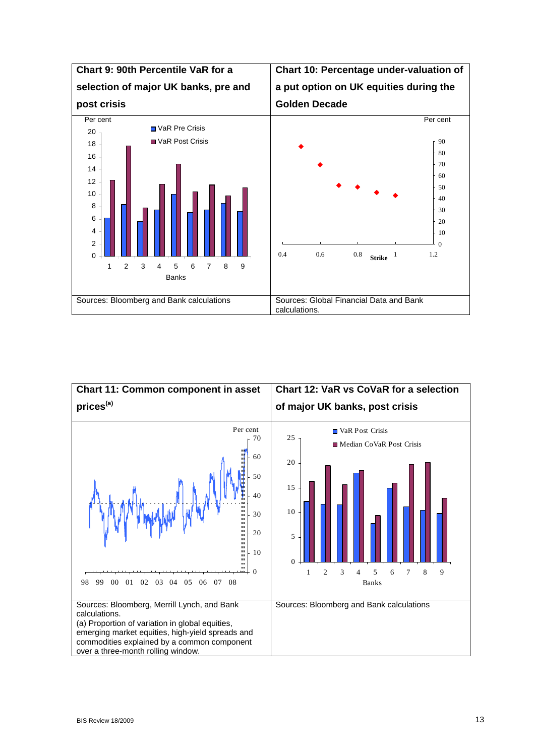**Chart 9: 90th Percentile VaR for a selection of major UK banks, pre and post crisis**

Sources: Bloomberg and Bank calculations

**Chart 10: Percentage under-valuation of a put option on UK equities during the Golden Decade**

Sources: Global Financial Data and Bank calculations.

**Chart 11: Common component in asset prices[(a)]**

Sources: Bloomberg, Merrill Lynch, and Bank calculations.

(a) Proportion of variation in global equities, emerging market equities, high-yield spreads and commodities explained by a common component over a three-month rolling window.

**Chart 12: VaR vs CoVaR for a selection of major UK banks, post crisis**

Sources: Bloomberg and Bank calculations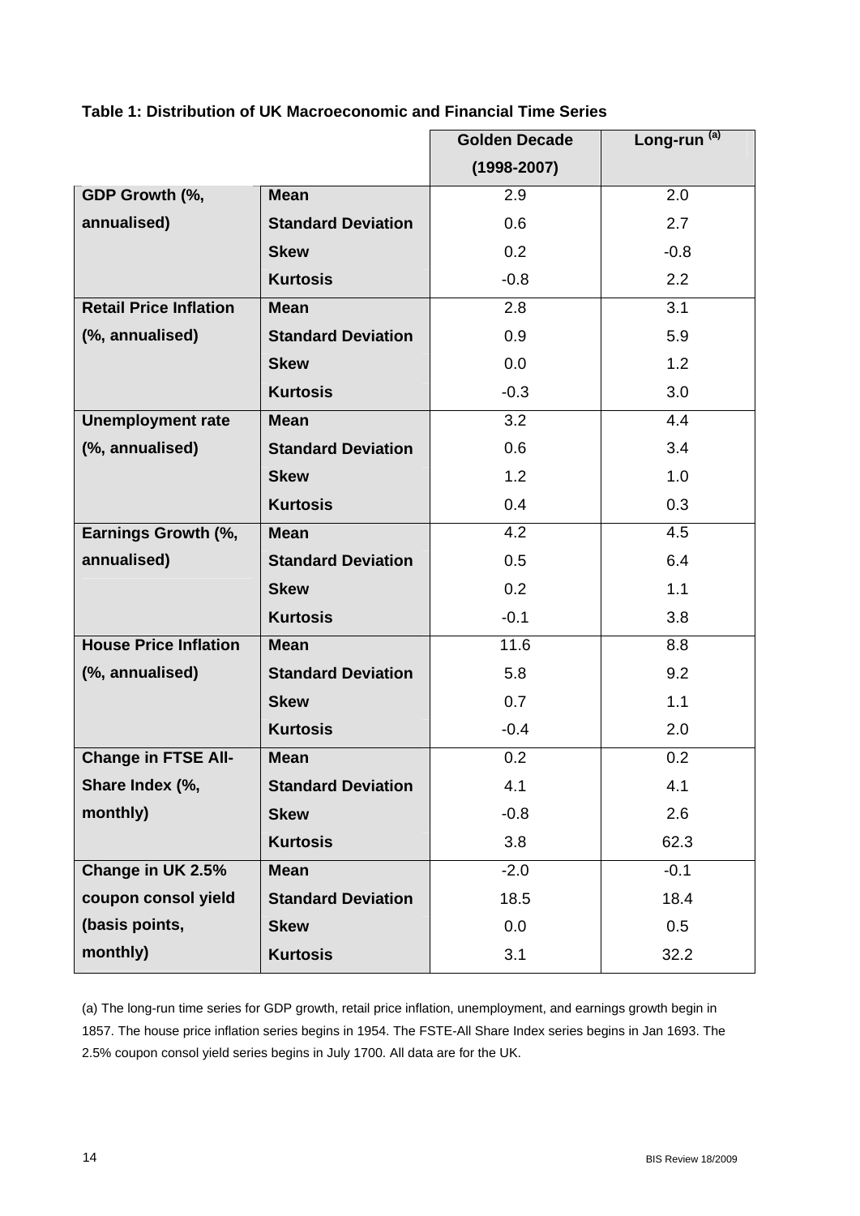**Table 1: Distribution of UK Macroeconomic and Financial Time Series**

| | | Golden Decade (1998-2007) | Long-run [(a)] |
|---|---|---|---|
| **GDP Growth (%, annualised)** | **Mean** | 2.9 | 2.0 |
| | **Standard Deviation** | 0.6 | 2.7 |
| | **Skew** | 0.2 | -0.8 |
| | **Kurtosis** | -0.8 | 2.2 |
| **Retail Price Inflation (%, annualised)** | **Mean** | 2.8 | 3.1 |
| | **Standard Deviation** | 0.9 | 5.9 |
| | **Skew** | 0.0 | 1.2 |
| | **Kurtosis** | -0.3 | 3.0 |
| **Unemployment rate (%, annualised)** | **Mean** | 3.2 | 4.4 |
| | **Standard Deviation** | 0.6 | 3.4 |
| | **Skew** | 1.2 | 1.0 |
| | **Kurtosis** | 0.4 | 0.3 |
| **Earnings Growth (%, annualised)** | **Mean** | 4.2 | 4.5 |
| | **Standard Deviation** | 0.5 | 6.4 |
| | **Skew** | 0.2 | 1.1 |
| | **Kurtosis** | -0.1 | 3.8 |
| **House Price Inflation (%, annualised)** | **Mean** | 11.6 | 8.8 |
| | **Standard Deviation** | 5.8 | 9.2 |
| | **Skew** | 0.7 | 1.1 |
| | **Kurtosis** | -0.4 | 2.0 |
| **Change in FTSE All-Share Index (%, monthly)** | **Mean** | 0.2 | 0.2 |
| | **Standard Deviation** | 4.1 | 4.1 |
| | **Skew** | -0.8 | 2.6 |
| | **Kurtosis** | 3.8 | 62.3 |
| **Change in UK 2.5% coupon consol yield (basis points, monthly)** | **Mean** | -2.0 | -0.1 |
| | **Standard Deviation** | 18.5 | 18.4 |
| | **Skew** | 0.0 | 0.5 |
| | **Kurtosis** | 3.1 | 32.2 |

(a) The long-run time series for GDP growth, retail price inflation, unemployment, and earnings growth begin in 1857. The house price inflation series begins in 1954. The FSTE-All Share Index series begins in Jan 1693. The 2.5% coupon consol yield series begins in July 1700. All data are for the UK.